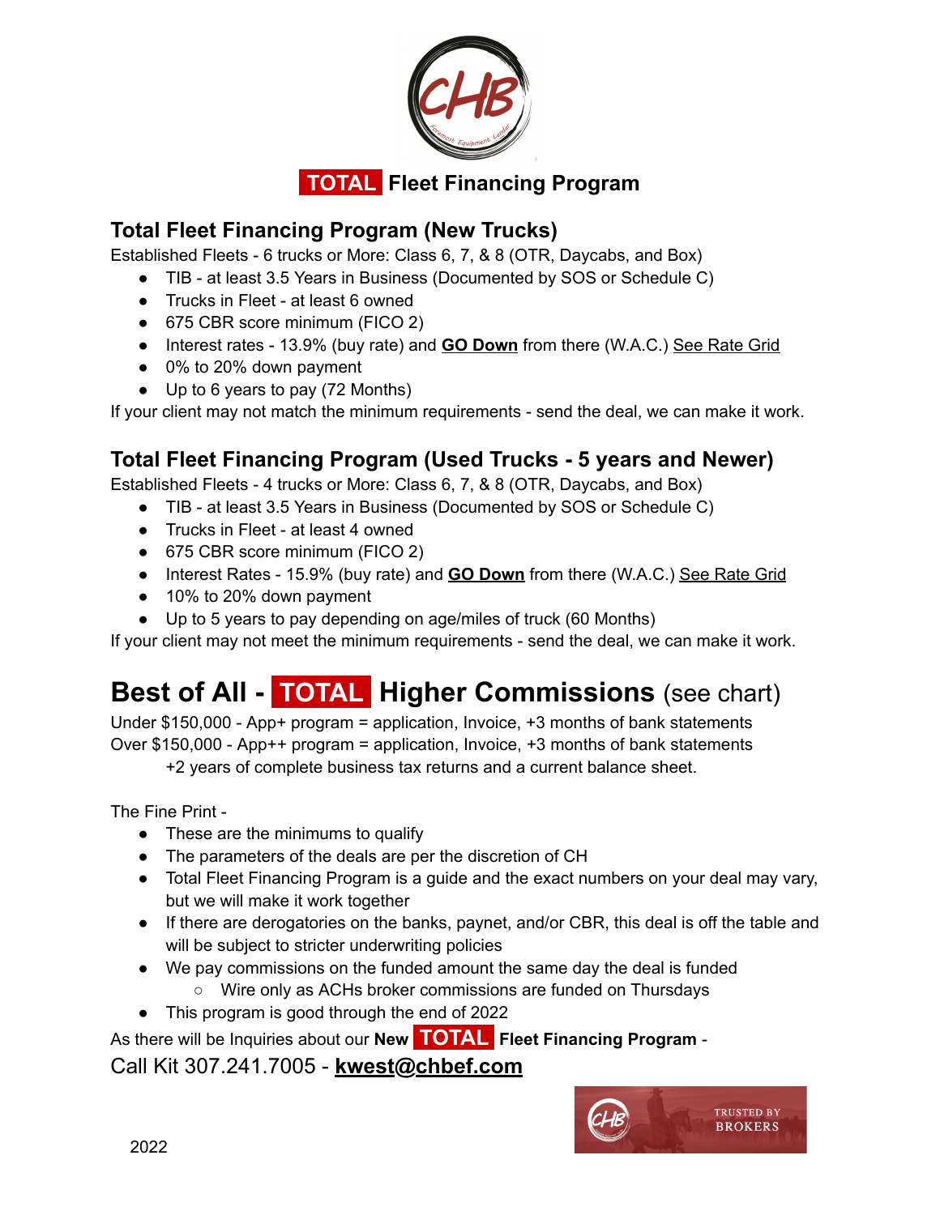# TOTAL Fleet Financing Program

## Total Fleet Financing Program (New Trucks)

Established Fleets - 6 trucks or More: Class 6, 7, & 8 (OTR, Daycabs, and Box)

- TIB - at least 3.5 Years in Business (Documented by SOS or Schedule C)
- Trucks in Fleet - at least 6 owned
- 675 CBR score minimum (FICO 2)
- Interest rates - 13.9% (buy rate) and **GO Down** from there (W.A.C.) See Rate Grid
- 0% to 20% down payment
- Up to 6 years to pay (72 Months)

If your client may not match the minimum requirements - send the deal, we can make it work.

## Total Fleet Financing Program (Used Trucks - 5 years and Newer)

Established Fleets - 4 trucks or More: Class 6, 7, & 8 (OTR, Daycabs, and Box)

- TIB - at least 3.5 Years in Business (Documented by SOS or Schedule C)
- Trucks in Fleet - at least 4 owned
- 675 CBR score minimum (FICO 2)
- Interest Rates - 15.9% (buy rate) and **GO Down** from there (W.A.C.) See Rate Grid
- 10% to 20% down payment
- Up to 5 years to pay depending on age/miles of truck (60 Months)

If your client may not meet the minimum requirements - send the deal, we can make it work.

# Best of All - TOTAL Higher Commissions (see chart)

Under $150,000 - App+ program = application, Invoice, +3 months of bank statements
Over $150,000 - App++ program = application, Invoice, +3 months of bank statements
+2 years of complete business tax returns and a current balance sheet.

The Fine Print -

- These are the minimums to qualify
- The parameters of the deals are per the discretion of CH
- Total Fleet Financing Program is a guide and the exact numbers on your deal may vary, but we will make it work together
- If there are derogatories on the banks, paynet, and/or CBR, this deal is off the table and will be subject to stricter underwriting policies
- We pay commissions on the funded amount the same day the deal is funded
  - Wire only as ACHs broker commissions are funded on Thursdays
- This program is good through the end of 2022

As there will be Inquiries about our **New TOTAL Fleet Financing Program** -
Call Kit 307.241.7005 - **kwest@chbef.com**

TRUSTED BY BROKERS

2022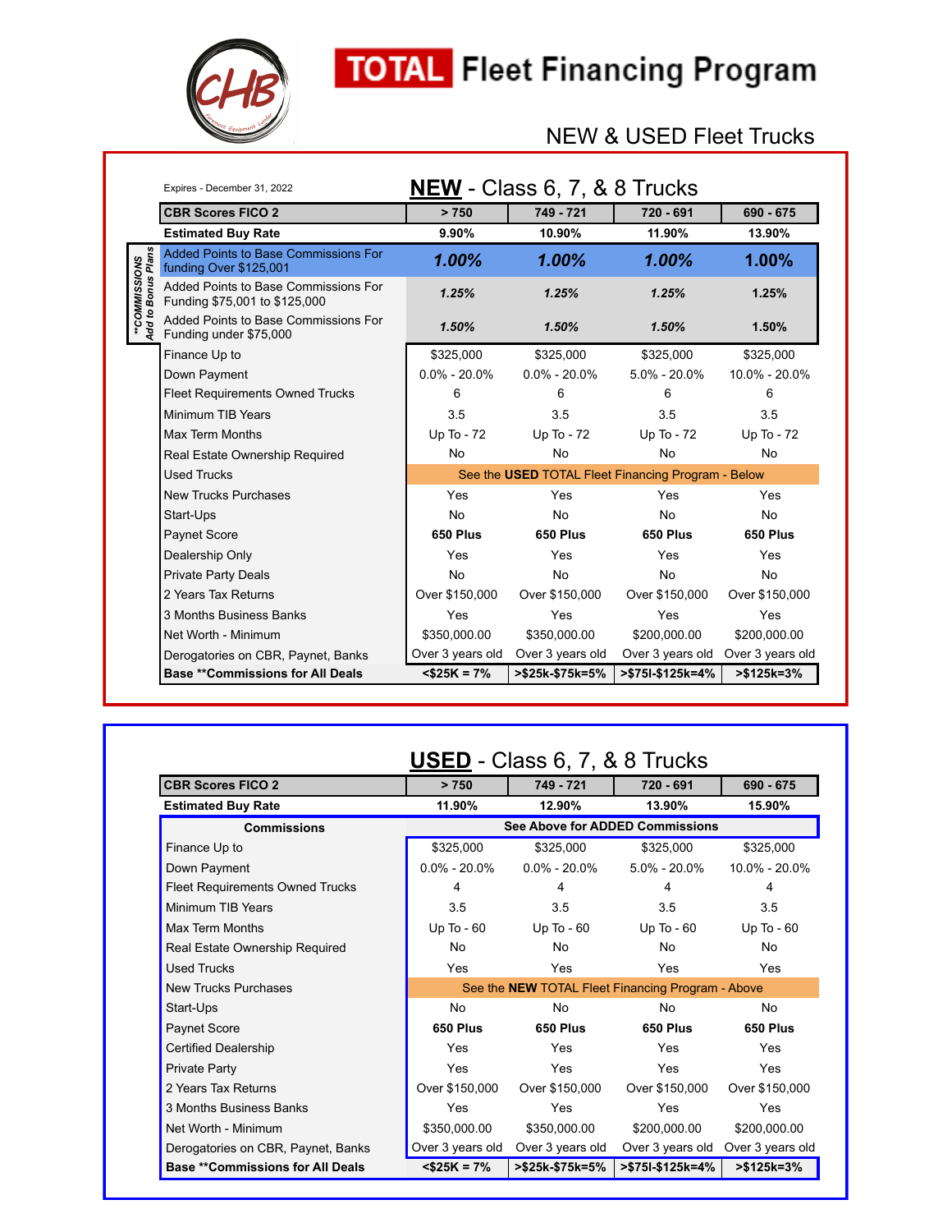# TOTAL Fleet Financing Program

## NEW & USED Fleet Trucks

Expires - December 31, 2022

## NEW - Class 6, 7, & 8 Trucks

| CBR Scores FICO 2 | > 750 | 749 - 721 | 720 - 691 | 690 - 675 |
|---|---|---|---|---|
| **Estimated Buy Rate** | **9.90%** | **10.90%** | **11.90%** | **13.90%** |
| Added Points to Base Commissions For funding Over $125,001 | ***1.00%*** | ***1.00%*** | ***1.00%*** | **1.00%** |
| Added Points to Base Commissions For Funding $75,001 to $125,000 | ***1.25%*** | ***1.25%*** | ***1.25%*** | **1.25%** |
| Added Points to Base Commissions For Funding under $75,000 | ***1.50%*** | ***1.50%*** | ***1.50%*** | **1.50%** |
| Finance Up to | $325,000 | $325,000 | $325,000 | $325,000 |
| Down Payment | 0.0% - 20.0% | 0.0% - 20.0% | 5.0% - 20.0% | 10.0% - 20.0% |
| Fleet Requirements Owned Trucks | 6 | 6 | 6 | 6 |
| Minimum TIB Years | 3.5 | 3.5 | 3.5 | 3.5 |
| Max Term Months | Up To - 72 | Up To - 72 | Up To - 72 | Up To - 72 |
| Real Estate Ownership Required | No | No | No | No |
| Used Trucks | See the **USED** TOTAL Fleet Financing Program - Below | | | |
| New Trucks Purchases | Yes | Yes | Yes | Yes |
| Start-Ups | No | No | No | No |
| Paynet Score | **650 Plus** | **650 Plus** | **650 Plus** | **650 Plus** |
| Dealership Only | Yes | Yes | Yes | Yes |
| Private Party Deals | No | No | No | No |
| 2 Years Tax Returns | Over $150,000 | Over $150,000 | Over $150,000 | Over $150,000 |
| 3 Months Business Banks | Yes | Yes | Yes | Yes |
| Net Worth - Minimum | $350,000.00 | $350,000.00 | $200,000.00 | $200,000.00 |
| Derogatories on CBR, Paynet, Banks | Over 3 years old | Over 3 years old | Over 3 years old | Over 3 years old |
| **Base **Commissions for All Deals** | **<$25K = 7%** | **>$25k-$75k=5%** | **>$75l-$125k=4%** | **>$125k=3%** |

***COMMISSIONS Add to Bonus Plans*

## USED - Class 6, 7, & 8 Trucks

| CBR Scores FICO 2 | > 750 | 749 - 721 | 720 - 691 | 690 - 675 |
|---|---|---|---|---|
| **Estimated Buy Rate** | **11.90%** | **12.90%** | **13.90%** | **15.90%** |
| **Commissions** | **See Above for ADDED Commissions** | | | |
| Finance Up to | $325,000 | $325,000 | $325,000 | $325,000 |
| Down Payment | 0.0% - 20.0% | 0.0% - 20.0% | 5.0% - 20.0% | 10.0% - 20.0% |
| Fleet Requirements Owned Trucks | 4 | 4 | 4 | 4 |
| Minimum TIB Years | 3.5 | 3.5 | 3.5 | 3.5 |
| Max Term Months | Up To - 60 | Up To - 60 | Up To - 60 | Up To - 60 |
| Real Estate Ownership Required | No | No | No | No |
| Used Trucks | Yes | Yes | Yes | Yes |
| New Trucks Purchases | See the **NEW** TOTAL Fleet Financing Program - Above | | | |
| Start-Ups | No | No | No | No |
| Paynet Score | **650 Plus** | **650 Plus** | **650 Plus** | **650 Plus** |
| Certified Dealership | Yes | Yes | Yes | Yes |
| Private Party | Yes | Yes | Yes | Yes |
| 2 Years Tax Returns | Over $150,000 | Over $150,000 | Over $150,000 | Over $150,000 |
| 3 Months Business Banks | Yes | Yes | Yes | Yes |
| Net Worth - Minimum | $350,000.00 | $350,000.00 | $200,000.00 | $200,000.00 |
| Derogatories on CBR, Paynet, Banks | Over 3 years old | Over 3 years old | Over 3 years old | Over 3 years old |
| **Base **Commissions for All Deals** | **<$25K = 7%** | **>$25k-$75k=5%** | **>$75l-$125k=4%** | **>$125k=3%** |